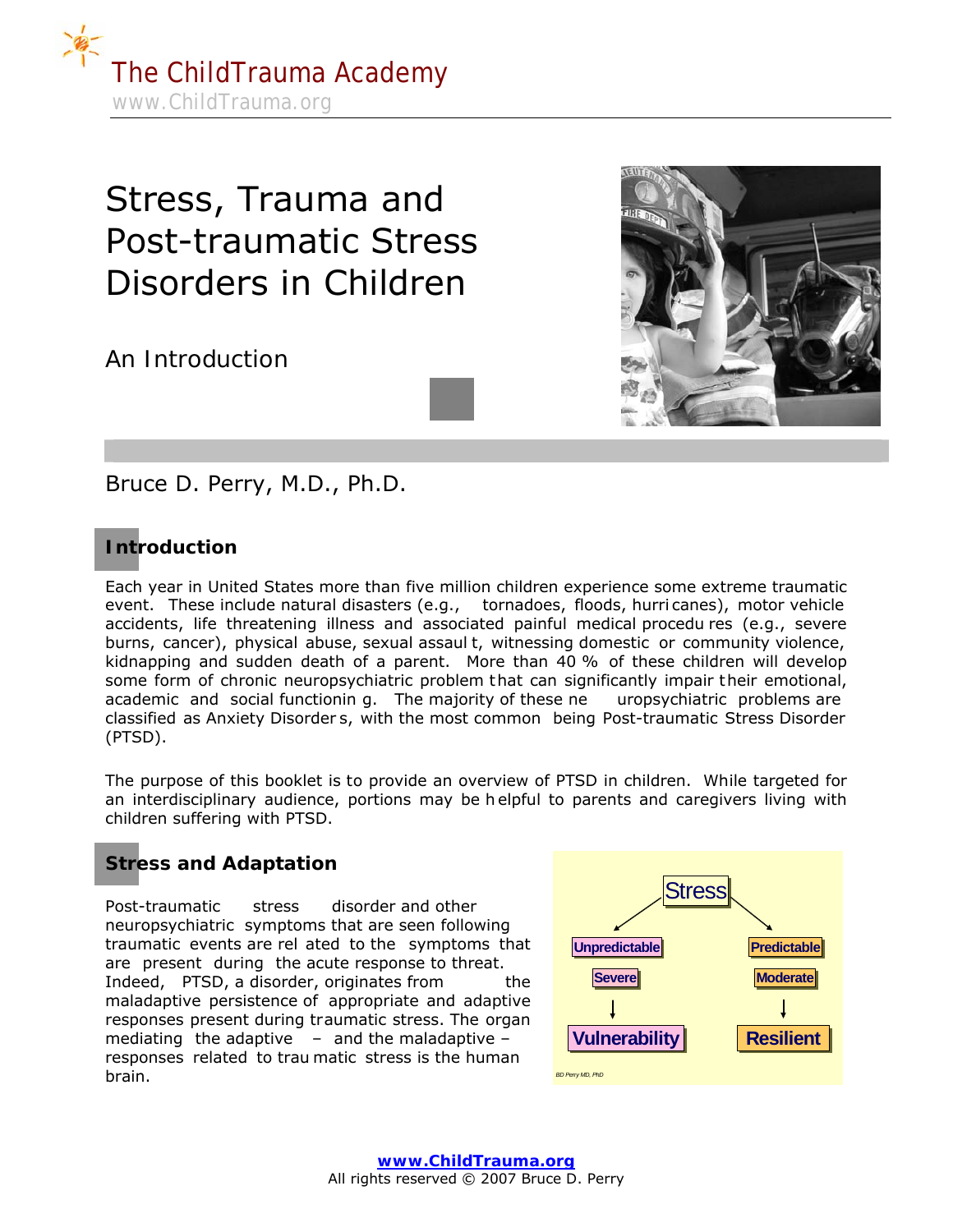The ChildTrauma Academy
www.ChildTrauma.org

# Stress, Trauma and Post-traumatic Stress Disorders in Children

## An Introduction

Bruce D. Perry, M.D., Ph.D.

## Introduction

Each year in United States more than five million children experience some extreme traumatic event. These include natural disasters (e.g., tornadoes, floods, hurricanes), motor vehicle accidents, life threatening illness and associated painful medical procedures (e.g., severe burns, cancer), physical abuse, sexual assault, witnessing domestic or community violence, kidnapping and sudden death of a parent. More than 40 % of these children will develop some form of chronic neuropsychiatric problem that can significantly impair their emotional, academic and social functioning. The majority of these neuropsychiatric problems are classified as Anxiety Disorders, with the most common being Post-traumatic Stress Disorder (PTSD).

The purpose of this booklet is to provide an overview of PTSD in children. While targeted for an interdisciplinary audience, portions may be helpful to parents and caregivers living with children suffering with PTSD.

## Stress and Adaptation

Post-traumatic stress disorder and other neuropsychiatric symptoms that are seen following traumatic events are related to the symptoms that are present during the acute response to threat. Indeed, PTSD, a disorder, originates from the maladaptive persistence of appropriate and adaptive responses present during traumatic stress. The organ mediating the adaptive – and the maladaptive – responses related to traumatic stress is the human brain.

Stress → Unpredictable, Severe → Vulnerability
Stress → Predictable, Moderate → Resilient

BD Perry MD, PhD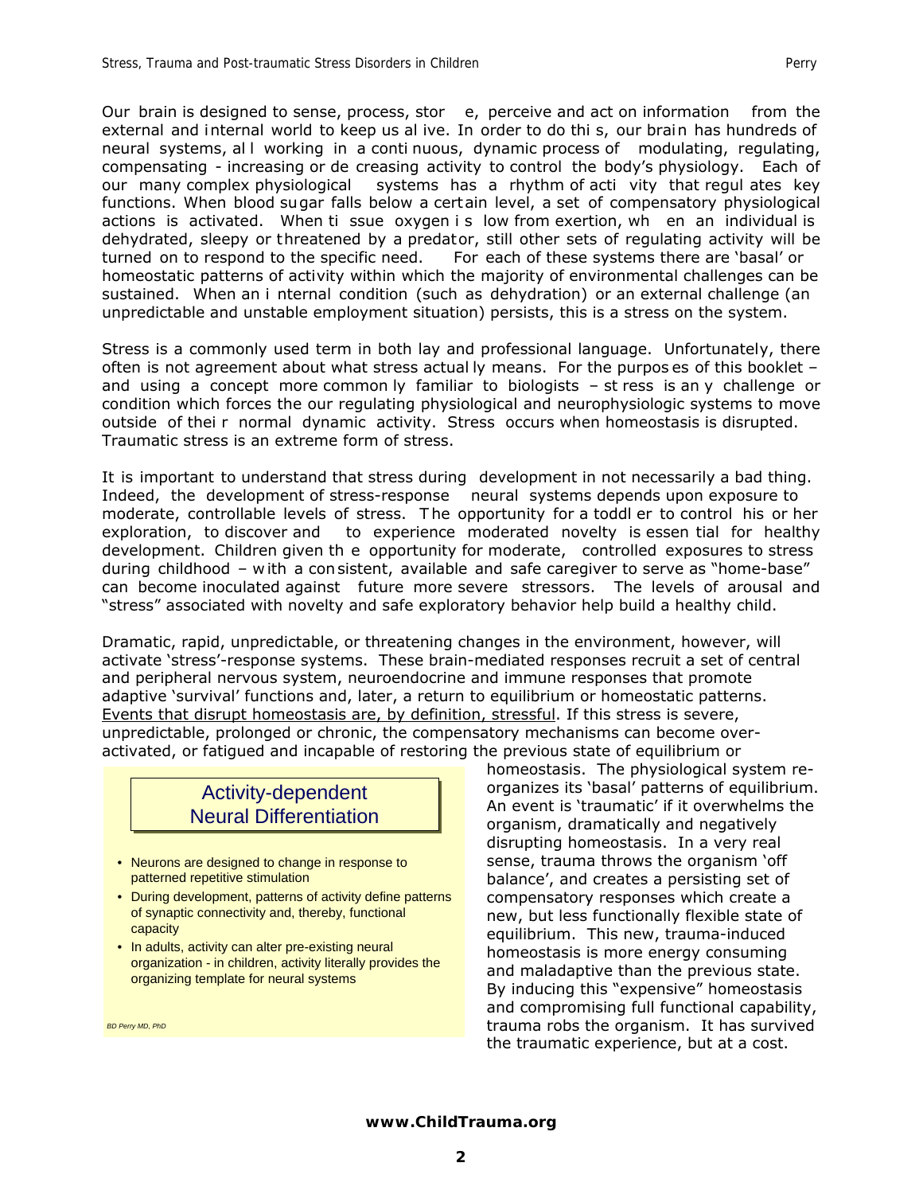Our brain is designed to sense, process, store, perceive and act on information from the external and internal world to keep us alive. In order to do this, our brain has hundreds of neural systems, all working in a continuous, dynamic process of modulating, regulating, compensating - increasing or decreasing activity to control the body's physiology. Each of our many complex physiological systems has a rhythm of activity that regulates key functions. When blood sugar falls below a certain level, a set of compensatory physiological actions is activated. When tissue oxygen is low from exertion, when an individual is dehydrated, sleepy or threatened by a predator, still other sets of regulating activity will be turned on to respond to the specific need. For each of these systems there are 'basal' or homeostatic patterns of activity within which the majority of environmental challenges can be sustained. When an internal condition (such as dehydration) or an external challenge (an unpredictable and unstable employment situation) persists, this is a stress on the system.

Stress is a commonly used term in both lay and professional language. Unfortunately, there often is not agreement about what stress actually means. For the purposes of this booklet – and using a concept more commonly familiar to biologists – stress is any challenge or condition which forces the our regulating physiological and neurophysiologic systems to move outside of their normal dynamic activity. Stress occurs when homeostasis is disrupted. Traumatic stress is an extreme form of stress.

It is important to understand that stress during development in not necessarily a bad thing. Indeed, the development of stress-response neural systems depends upon exposure to moderate, controllable levels of stress. The opportunity for a toddler to control his or her exploration, to discover and to experience moderated novelty is essential for healthy development. Children given the opportunity for moderate, controlled exposures to stress during childhood – with a consistent, available and safe caregiver to serve as "home-base" can become inoculated against future more severe stressors. The levels of arousal and "stress" associated with novelty and safe exploratory behavior help build a healthy child.

Dramatic, rapid, unpredictable, or threatening changes in the environment, however, will activate 'stress'-response systems. These brain-mediated responses recruit a set of central and peripheral nervous system, neuroendocrine and immune responses that promote adaptive 'survival' functions and, later, a return to equilibrium or homeostatic patterns. <u>Events that disrupt homeostasis are, by definition, stressful</u>. If this stress is severe, unpredictable, prolonged or chronic, the compensatory mechanisms can become over-activated, or fatigued and incapable of restoring the previous state of equilibrium or homeostasis. The physiological system re-organizes its 'basal' patterns of equilibrium. An event is 'traumatic' if it overwhelms the organism, dramatically and negatively disrupting homeostasis. In a very real sense, trauma throws the organism 'off balance', and creates a persisting set of compensatory responses which create a new, but less functionally flexible state of equilibrium. This new, trauma-induced homeostasis is more energy consuming and maladaptive than the previous state. By inducing this "expensive" homeostasis and compromising full functional capability, trauma robs the organism. It has survived the traumatic experience, but at a cost.

> **Activity-dependent Neural Differentiation**
>
> - Neurons are designed to change in response to patterned repetitive stimulation
> - During development, patterns of activity define patterns of synaptic connectivity and, thereby, functional capacity
> - In adults, activity can alter pre-existing neural organization - in children, activity literally provides the organizing template for neural systems
>
> *BD Perry MD, PhD*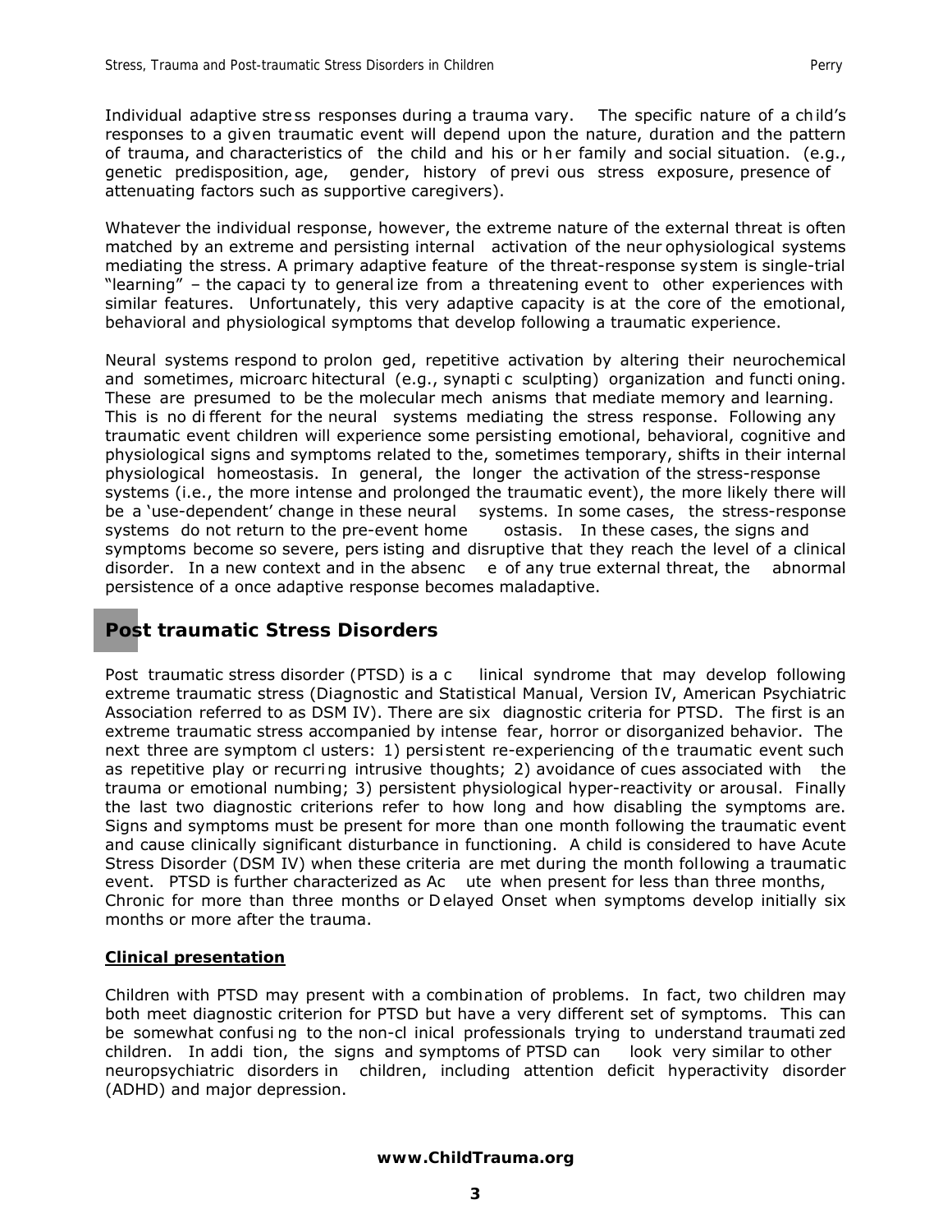Individual adaptive stress responses during a trauma vary. The specific nature of a child's responses to a given traumatic event will depend upon the nature, duration and the pattern of trauma, and characteristics of the child and his or her family and social situation. (e.g., genetic predisposition, age, gender, history of previous stress exposure, presence of attenuating factors such as supportive caregivers).

Whatever the individual response, however, the extreme nature of the external threat is often matched by an extreme and persisting internal activation of the neurophysiological systems mediating the stress. A primary adaptive feature of the threat-response system is single-trial "learning" – the capacity to generalize from a threatening event to other experiences with similar features. Unfortunately, this very adaptive capacity is at the core of the emotional, behavioral and physiological symptoms that develop following a traumatic experience.

Neural systems respond to prolonged, repetitive activation by altering their neurochemical and sometimes, microarchitectural (e.g., synaptic sculpting) organization and functioning. These are presumed to be the molecular mechanisms that mediate memory and learning. This is no different for the neural systems mediating the stress response. Following any traumatic event children will experience some persisting emotional, behavioral, cognitive and physiological signs and symptoms related to the, sometimes temporary, shifts in their internal physiological homeostasis. In general, the longer the activation of the stress-response systems (i.e., the more intense and prolonged the traumatic event), the more likely there will be a 'use-dependent' change in these neural systems. In some cases, the stress-response systems do not return to the pre-event homeostasis. In these cases, the signs and symptoms become so severe, persisting and disruptive that they reach the level of a clinical disorder. In a new context and in the absence of any true external threat, the abnormal persistence of a once adaptive response becomes maladaptive.

## Post traumatic Stress Disorders

Post traumatic stress disorder (PTSD) is a clinical syndrome that may develop following extreme traumatic stress (Diagnostic and Statistical Manual, Version IV, American Psychiatric Association referred to as DSM IV). There are six diagnostic criteria for PTSD. The first is an extreme traumatic stress accompanied by intense fear, horror or disorganized behavior. The next three are symptom clusters: 1) persistent re-experiencing of the traumatic event such as repetitive play or recurring intrusive thoughts; 2) avoidance of cues associated with the trauma or emotional numbing; 3) persistent physiological hyper-reactivity or arousal. Finally the last two diagnostic criterions refer to how long and how disabling the symptoms are. Signs and symptoms must be present for more than one month following the traumatic event and cause clinically significant disturbance in functioning. A child is considered to have Acute Stress Disorder (DSM IV) when these criteria are met during the month following a traumatic event. PTSD is further characterized as Acute when present for less than three months, Chronic for more than three months or Delayed Onset when symptoms develop initially six months or more after the trauma.

### Clinical presentation

Children with PTSD may present with a combination of problems. In fact, two children may both meet diagnostic criterion for PTSD but have a very different set of symptoms. This can be somewhat confusing to the non-clinical professionals trying to understand traumatized children. In addition, the signs and symptoms of PTSD can look very similar to other neuropsychiatric disorders in children, including attention deficit hyperactivity disorder (ADHD) and major depression.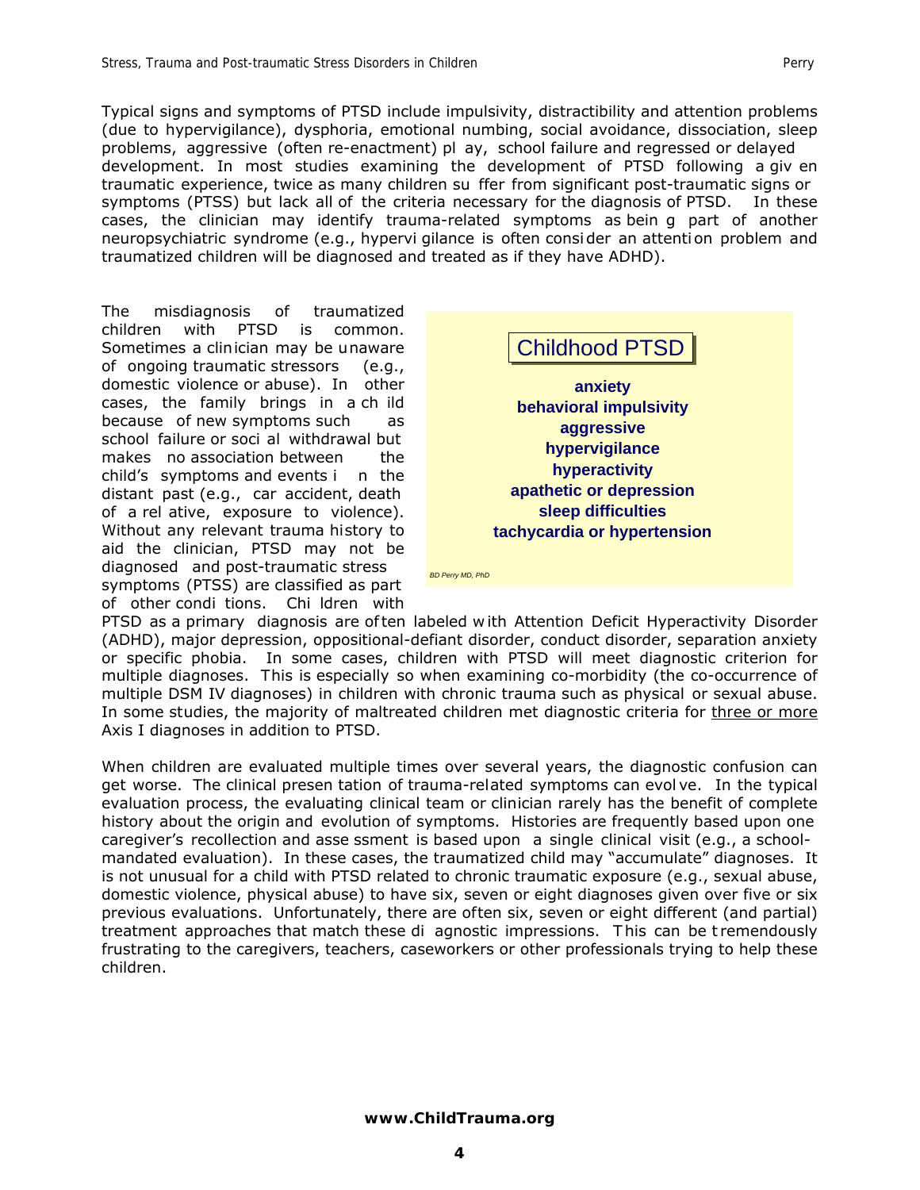Typical signs and symptoms of PTSD include impulsivity, distractibility and attention problems (due to hypervigilance), dysphoria, emotional numbing, social avoidance, dissociation, sleep problems, aggressive (often re-enactment) play, school failure and regressed or delayed development. In most studies examining the development of PTSD following a given traumatic experience, twice as many children suffer from significant post-traumatic signs or symptoms (PTSS) but lack all of the criteria necessary for the diagnosis of PTSD. In these cases, the clinician may identify trauma-related symptoms as being part of another neuropsychiatric syndrome (e.g., hypervigilance is often consider an attention problem and traumatized children will be diagnosed and treated as if they have ADHD).

The misdiagnosis of traumatized children with PTSD is common. Sometimes a clinician may be unaware of ongoing traumatic stressors (e.g., domestic violence or abuse). In other cases, the family brings in a child because of new symptoms such as school failure or social withdrawal but makes no association between the child's symptoms and events in the distant past (e.g., car accident, death of a relative, exposure to violence). Without any relevant trauma history to aid the clinician, PTSD may not be diagnosed and post-traumatic stress symptoms (PTSS) are classified as part of other conditions. Children with PTSD as a primary diagnosis are often labeled with Attention Deficit Hyperactivity Disorder (ADHD), major depression, oppositional-defiant disorder, conduct disorder, separation anxiety or specific phobia. In some cases, children with PTSD will meet diagnostic criterion for multiple diagnoses. This is especially so when examining co-morbidity (the co-occurrence of multiple DSM IV diagnoses) in children with chronic trauma such as physical or sexual abuse. In some studies, the majority of maltreated children met diagnostic criteria for three or more Axis I diagnoses in addition to PTSD.

> **Childhood PTSD**
>
> **anxiety**
> **behavioral impulsivity**
> **aggressive**
> **hypervigilance**
> **hyperactivity**
> **apathetic or depression**
> **sleep difficulties**
> **tachycardia or hypertension**
>
> *BD Perry MD, PhD*

When children are evaluated multiple times over several years, the diagnostic confusion can get worse. The clinical presentation of trauma-related symptoms can evolve. In the typical evaluation process, the evaluating clinical team or clinician rarely has the benefit of complete history about the origin and evolution of symptoms. Histories are frequently based upon one caregiver's recollection and assessment is based upon a single clinical visit (e.g., a school-mandated evaluation). In these cases, the traumatized child may "accumulate" diagnoses. It is not unusual for a child with PTSD related to chronic traumatic exposure (e.g., sexual abuse, domestic violence, physical abuse) to have six, seven or eight diagnoses given over five or six previous evaluations. Unfortunately, there are often six, seven or eight different (and partial) treatment approaches that match these diagnostic impressions. This can be tremendously frustrating to the caregivers, teachers, caseworkers or other professionals trying to help these children.

**www.ChildTrauma.org**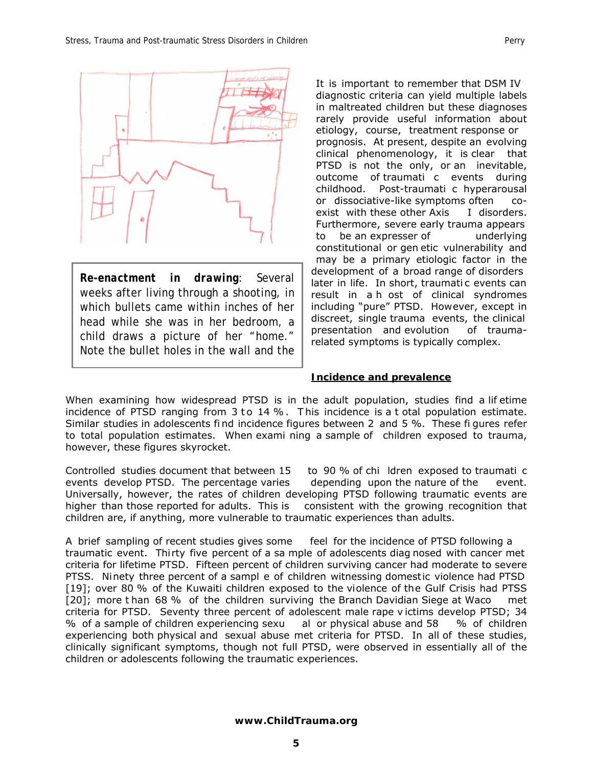**Re-enactment in drawing**: Several weeks after living through a shooting, in which bullets came within inches of her head while she was in her bedroom, a child draws a picture of her "home." Note the bullet holes in the wall and the

It is important to remember that DSM IV diagnostic criteria can yield multiple labels in maltreated children but these diagnoses rarely provide useful information about etiology, course, treatment response or prognosis. At present, despite an evolving clinical phenomenology, it is clear that PTSD is not the only, or an inevitable, outcome of traumatic events during childhood. Post-traumatic hyperarousal or dissociative-like symptoms often co-exist with these other Axis I disorders. Furthermore, severe early trauma appears to be an expresser of underlying constitutional or genetic vulnerability and may be a primary etiologic factor in the development of a broad range of disorders later in life. In short, traumatic events can result in a host of clinical syndromes including "pure" PTSD. However, except in discreet, single trauma events, the clinical presentation and evolution of trauma-related symptoms is typically complex.

## Incidence and prevalence

When examining how widespread PTSD is in the adult population, studies find a lifetime incidence of PTSD ranging from 3 to 14 %. This incidence is a total population estimate. Similar studies in adolescents find incidence figures between 2 and 5 %. These figures refer to total population estimates. When examining a sample of children exposed to trauma, however, these figures skyrocket.

Controlled studies document that between 15 to 90 % of children exposed to traumatic events develop PTSD. The percentage varies depending upon the nature of the event. Universally, however, the rates of children developing PTSD following traumatic events are higher than those reported for adults. This is consistent with the growing recognition that children are, if anything, more vulnerable to traumatic experiences than adults.

A brief sampling of recent studies gives some feel for the incidence of PTSD following a traumatic event. Thirty five percent of a sample of adolescents diagnosed with cancer met criteria for lifetime PTSD. Fifteen percent of children surviving cancer had moderate to severe PTSS. Ninety three percent of a sample of children witnessing domestic violence had PTSD [19]; over 80 % of the Kuwaiti children exposed to the violence of the Gulf Crisis had PTSS [20]; more than 68 % of the children surviving the Branch Davidian Siege at Waco met criteria for PTSD. Seventy three percent of adolescent male rape victims develop PTSD; 34 % of a sample of children experiencing sexual or physical abuse and 58 % of children experiencing both physical and sexual abuse met criteria for PTSD. In all of these studies, clinically significant symptoms, though not full PTSD, were observed in essentially all of the children or adolescents following the traumatic experiences.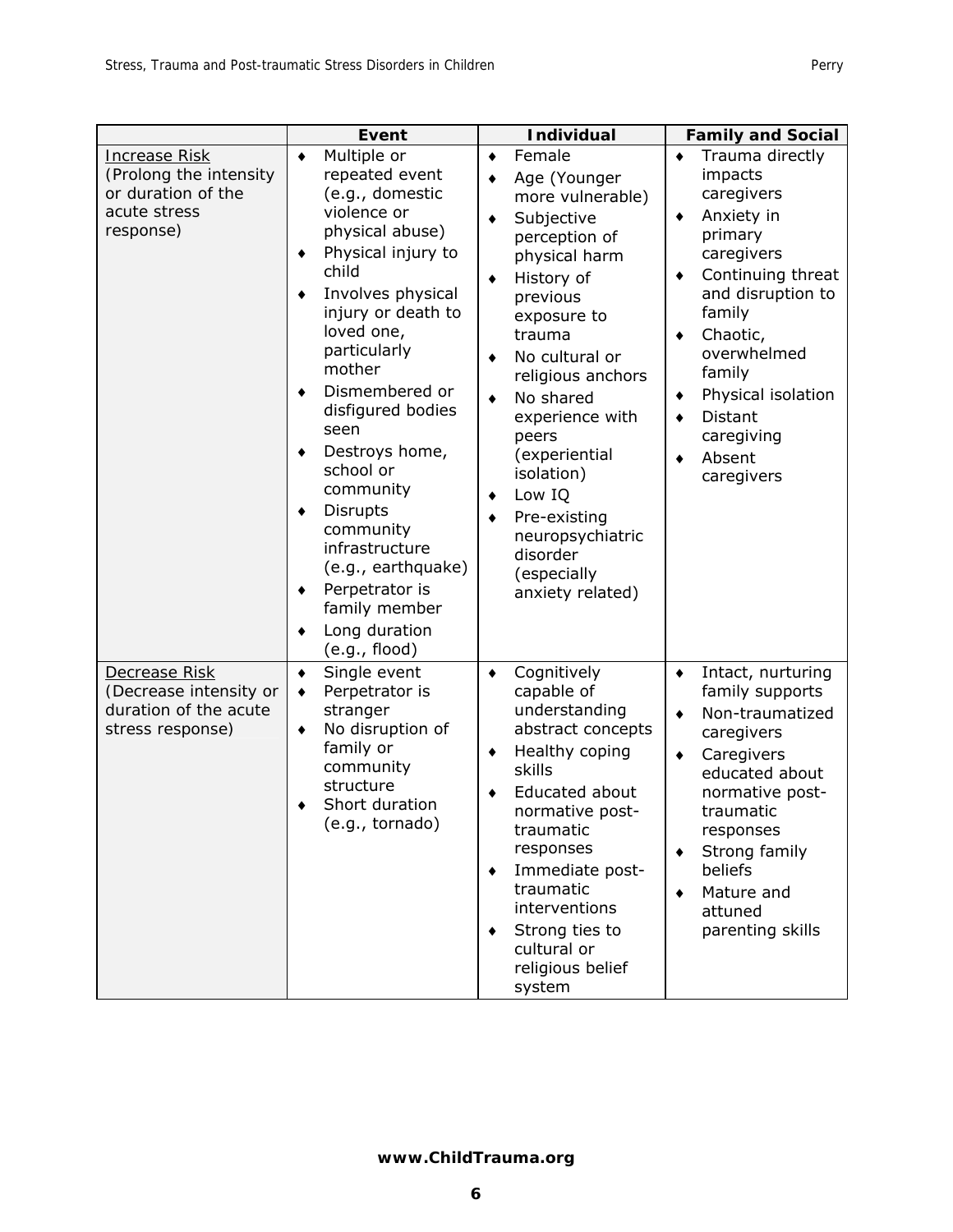| | Event | Individual | Family and Social |
|---|---|---|---|
| Increase Risk (Prolong the intensity or duration of the acute stress response) | ♦ Multiple or repeated event (e.g., domestic violence or physical abuse)<br>♦ Physical injury to child<br>♦ Involves physical injury or death to loved one, particularly mother<br>♦ Dismembered or disfigured bodies seen<br>♦ Destroys home, school or community<br>♦ Disrupts community infrastructure (e.g., earthquake)<br>♦ Perpetrator is family member<br>♦ Long duration (e.g., flood) | ♦ Female<br>♦ Age (Younger more vulnerable)<br>♦ Subjective perception of physical harm<br>♦ History of previous exposure to trauma<br>♦ No cultural or religious anchors<br>♦ No shared experience with peers (experiential isolation)<br>♦ Low IQ<br>♦ Pre-existing neuropsychiatric disorder (especially anxiety related) | ♦ Trauma directly impacts caregivers<br>♦ Anxiety in primary caregivers<br>♦ Continuing threat and disruption to family<br>♦ Chaotic, overwhelmed family<br>♦ Physical isolation<br>♦ Distant caregiving<br>♦ Absent caregivers |
| Decrease Risk (Decrease intensity or duration of the acute stress response) | ♦ Single event<br>♦ Perpetrator is stranger<br>♦ No disruption of family or community structure<br>♦ Short duration (e.g., tornado) | ♦ Cognitively capable of understanding abstract concepts<br>♦ Healthy coping skills<br>♦ Educated about normative post-traumatic responses<br>♦ Immediate post-traumatic interventions<br>♦ Strong ties to cultural or religious belief system | ♦ Intact, nurturing family supports<br>♦ Non-traumatized caregivers<br>♦ Caregivers educated about normative post-traumatic responses<br>♦ Strong family beliefs<br>♦ Mature and attuned parenting skills |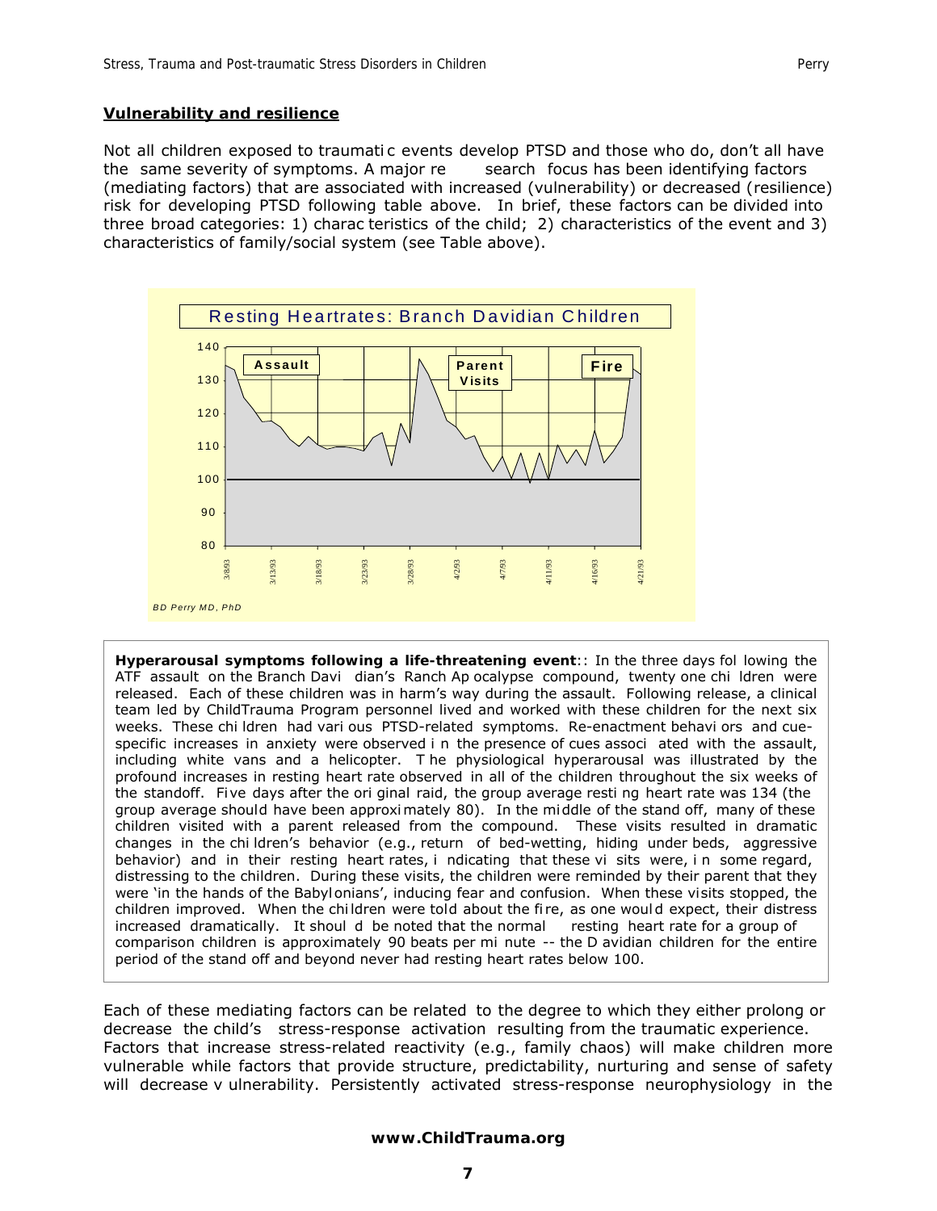## Vulnerability and resilience

Not all children exposed to traumatic events develop PTSD and those who do, don't all have the same severity of symptoms. A major research focus has been identifying factors (mediating factors) that are associated with increased (vulnerability) or decreased (resilience) risk for developing PTSD following table above. In brief, these factors can be divided into three broad categories: 1) characteristics of the child; 2) characteristics of the event and 3) characteristics of family/social system (see Table above).

**Resting Heartrates: Branch Davidian Children**

Assault — Parent Visits — Fire

Y-axis: 80, 90, 100, 110, 120, 130, 140

X-axis: 3/8/93, 3/13/93, 3/18/93, 3/23/93, 3/28/93, 4/2/93, 4/7/93, 4/11/93, 4/16/93, 4/21/93

*BD Perry MD, PhD*

**Hyperarousal symptoms following a life-threatening event**:: In the three days following the ATF assault on the Branch Davidian's Ranch Apocalypse compound, twenty one children were released. Each of these children was in harm's way during the assault. Following release, a clinical team led by ChildTrauma Program personnel lived and worked with these children for the next six weeks. These children had various PTSD-related symptoms. Re-enactment behaviors and cue-specific increases in anxiety were observed in the presence of cues associated with the assault, including white vans and a helicopter. The physiological hyperarousal was illustrated by the profound increases in resting heart rate observed in all of the children throughout the six weeks of the standoff. Five days after the original raid, the group average resting heart rate was 134 (the group average should have been approximately 80). In the middle of the stand off, many of these children visited with a parent released from the compound. These visits resulted in dramatic changes in the children's behavior (e.g., return of bed-wetting, hiding under beds, aggressive behavior) and in their resting heart rates, indicating that these visits were, in some regard, distressing to the children. During these visits, the children were reminded by their parent that they were 'in the hands of the Babylonians', inducing fear and confusion. When these visits stopped, the children improved. When the children were told about the fire, as one would expect, their distress increased dramatically. It should be noted that the normal resting heart rate for a group of comparison children is approximately 90 beats per minute -- the Davidian children for the entire period of the stand off and beyond never had resting heart rates below 100.

Each of these mediating factors can be related to the degree to which they either prolong or decrease the child's stress-response activation resulting from the traumatic experience. Factors that increase stress-related reactivity (e.g., family chaos) will make children more vulnerable while factors that provide structure, predictability, nurturing and sense of safety will decrease vulnerability. Persistently activated stress-response neurophysiology in the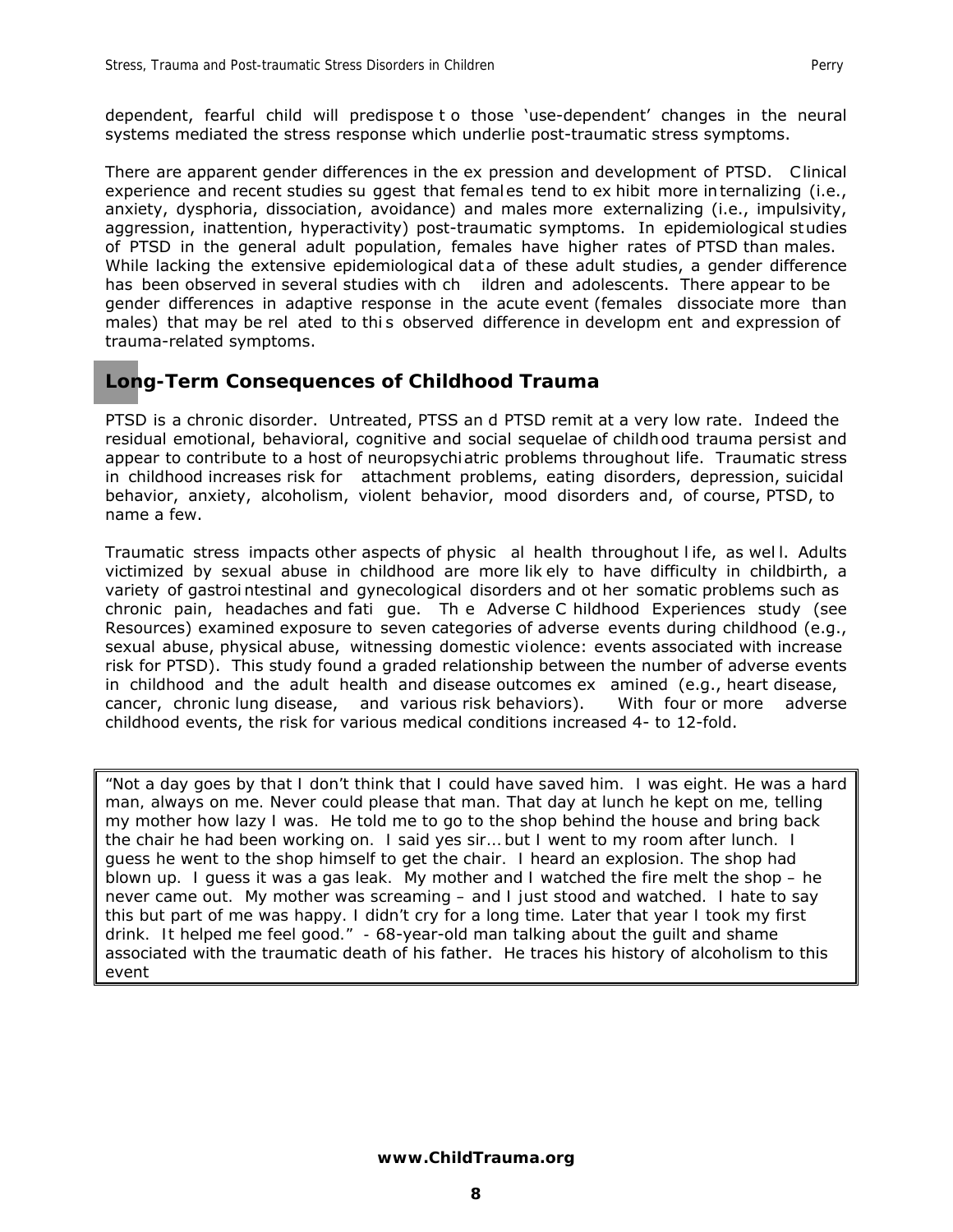dependent, fearful child will predispose to those 'use-dependent' changes in the neural systems mediated the stress response which underlie post-traumatic stress symptoms.

There are apparent gender differences in the expression and development of PTSD. Clinical experience and recent studies suggest that females tend to exhibit more internalizing (i.e., anxiety, dysphoria, dissociation, avoidance) and males more externalizing (i.e., impulsivity, aggression, inattention, hyperactivity) post-traumatic symptoms. In epidemiological studies of PTSD in the general adult population, females have higher rates of PTSD than males. While lacking the extensive epidemiological data of these adult studies, a gender difference has been observed in several studies with children and adolescents. There appear to be gender differences in adaptive response in the acute event (females dissociate more than males) that may be related to this observed difference in development and expression of trauma-related symptoms.

## Long-Term Consequences of Childhood Trauma

PTSD is a chronic disorder. Untreated, PTSS and PTSD remit at a very low rate. Indeed the residual emotional, behavioral, cognitive and social sequelae of childhood trauma persist and appear to contribute to a host of neuropsychiatric problems throughout life. Traumatic stress in childhood increases risk for attachment problems, eating disorders, depression, suicidal behavior, anxiety, alcoholism, violent behavior, mood disorders and, of course, PTSD, to name a few.

Traumatic stress impacts other aspects of physical health throughout life, as well. Adults victimized by sexual abuse in childhood are more likely to have difficulty in childbirth, a variety of gastrointestinal and gynecological disorders and other somatic problems such as chronic pain, headaches and fatigue. The Adverse Childhood Experiences study (see Resources) examined exposure to seven categories of adverse events during childhood (e.g., sexual abuse, physical abuse, witnessing domestic violence: events associated with increase risk for PTSD). This study found a graded relationship between the number of adverse events in childhood and the adult health and disease outcomes examined (e.g., heart disease, cancer, chronic lung disease, and various risk behaviors). With four or more adverse childhood events, the risk for various medical conditions increased 4- to 12-fold.

> "Not a day goes by that I don't think that I could have saved him. I was eight. He was a hard man, always on me. Never could please that man. That day at lunch he kept on me, telling my mother how lazy I was. He told me to go to the shop behind the house and bring back the chair he had been working on. I said yes sir… but I went to my room after lunch. I guess he went to the shop himself to get the chair. I heard an explosion. The shop had blown up. I guess it was a gas leak. My mother and I watched the fire melt the shop – he never came out. My mother was screaming – and I just stood and watched. I hate to say this but part of me was happy. I didn't cry for a long time. Later that year I took my first drink. It helped me feel good." - 68-year-old man talking about the guilt and shame associated with the traumatic death of his father. He traces his history of alcoholism to this event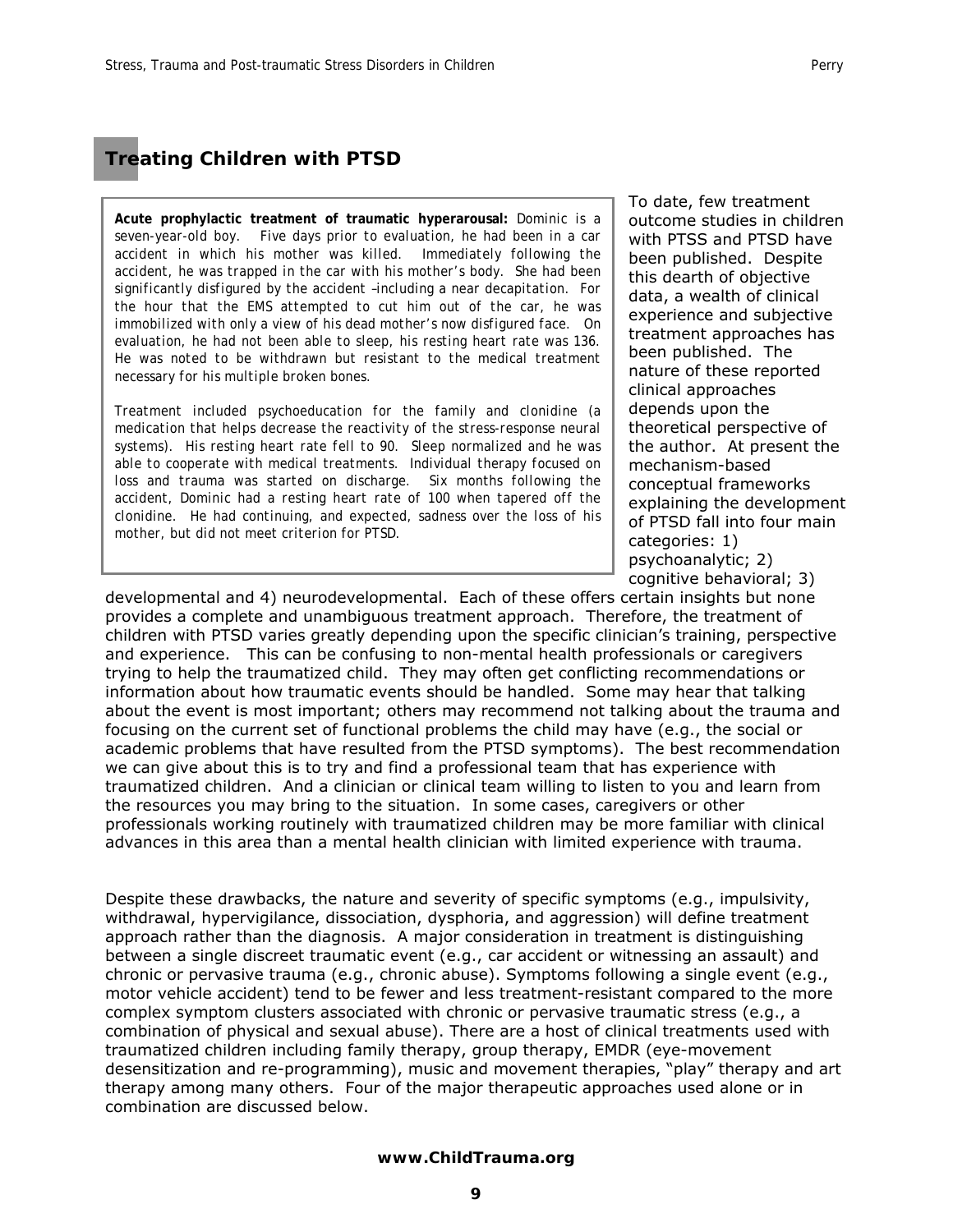## Treating Children with PTSD

> **Acute prophylactic treatment of traumatic hyperarousal:** *Dominic is a seven-year-old boy. Five days prior to evaluation, he had been in a car accident in which his mother was killed. Immediately following the accident, he was trapped in the car with his mother's body. She had been significantly disfigured by the accident –including a near decapitation. For the hour that the EMS attempted to cut him out of the car, he was immobilized with only a view of his dead mother's now disfigured face. On evaluation, he had not been able to sleep, his resting heart rate was 136. He was noted to be withdrawn but resistant to the medical treatment necessary for his multiple broken bones.*
>
> *Treatment included psychoeducation for the family and clonidine (a medication that helps decrease the reactivity of the stress-response neural systems). His resting heart rate fell to 90. Sleep normalized and he was able to cooperate with medical treatments. Individual therapy focused on loss and trauma was started on discharge. Six months following the accident, Dominic had a resting heart rate of 100 when tapered off the clonidine. He had continuing, and expected, sadness over the loss of his mother, but did not meet criterion for PTSD.*

To date, few treatment outcome studies in children with PTSS and PTSD have been published. Despite this dearth of objective data, a wealth of clinical experience and subjective treatment approaches has been published. The nature of these reported clinical approaches depends upon the theoretical perspective of the author. At present the mechanism-based conceptual frameworks explaining the development of PTSD fall into four main categories: 1) psychoanalytic; 2) cognitive behavioral; 3) developmental and 4) neurodevelopmental. Each of these offers certain insights but none provides a complete and unambiguous treatment approach. Therefore, the treatment of children with PTSD varies greatly depending upon the specific clinician's training, perspective and experience. This can be confusing to non-mental health professionals or caregivers trying to help the traumatized child. They may often get conflicting recommendations or information about how traumatic events should be handled. Some may hear that talking about the event is most important; others may recommend not talking about the trauma and focusing on the current set of functional problems the child may have (e.g., the social or academic problems that have resulted from the PTSD symptoms). The best recommendation we can give about this is to try and find a professional team that has experience with traumatized children. And a clinician or clinical team willing to listen to you and learn from the resources you may bring to the situation. In some cases, caregivers or other professionals working routinely with traumatized children may be more familiar with clinical advances in this area than a mental health clinician with limited experience with trauma.

Despite these drawbacks, the nature and severity of specific symptoms (e.g., impulsivity, withdrawal, hypervigilance, dissociation, dysphoria, and aggression) will define treatment approach rather than the diagnosis. A major consideration in treatment is distinguishing between a single discreet traumatic event (e.g., car accident or witnessing an assault) and chronic or pervasive trauma (e.g., chronic abuse). Symptoms following a single event (e.g., motor vehicle accident) tend to be fewer and less treatment-resistant compared to the more complex symptom clusters associated with chronic or pervasive traumatic stress (e.g., a combination of physical and sexual abuse). There are a host of clinical treatments used with traumatized children including family therapy, group therapy, EMDR (eye-movement desensitization and re-programming), music and movement therapies, "play" therapy and art therapy among many others. Four of the major therapeutic approaches used alone or in combination are discussed below.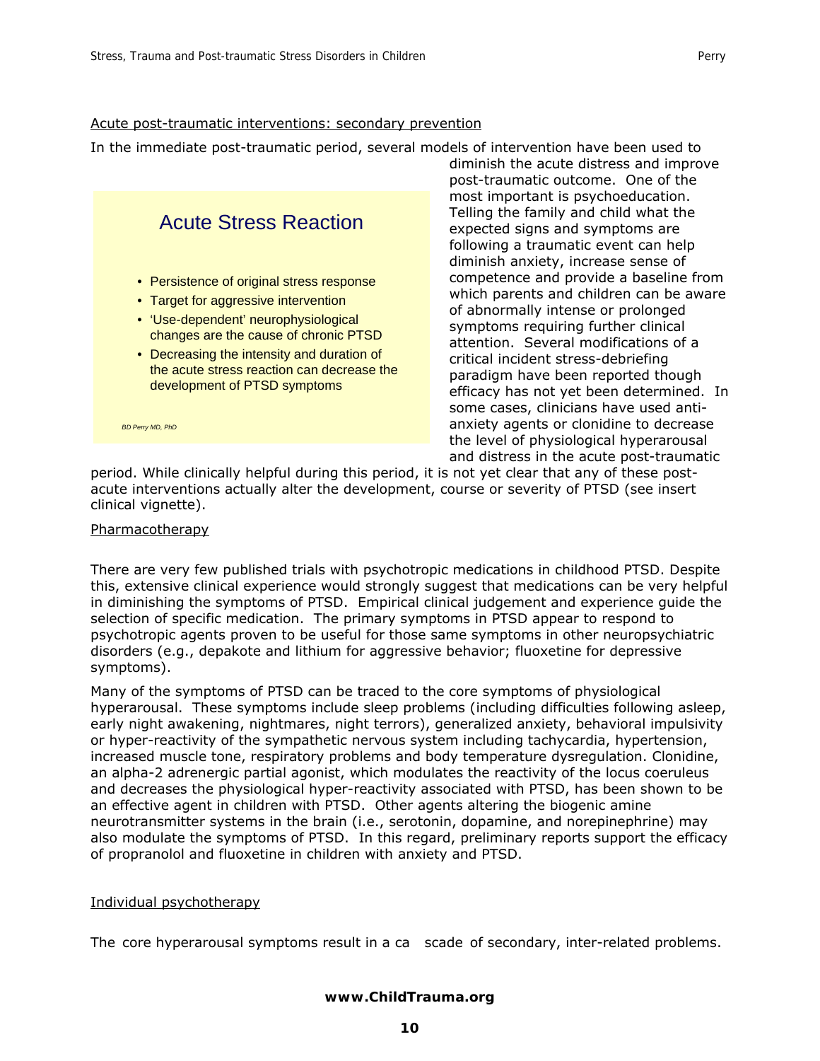Acute post-traumatic interventions: secondary prevention

In the immediate post-traumatic period, several models of intervention have been used to diminish the acute distress and improve post-traumatic outcome. One of the most important is psychoeducation. Telling the family and child what the expected signs and symptoms are following a traumatic event can help diminish anxiety, increase sense of competence and provide a baseline from which parents and children can be aware of abnormally intense or prolonged symptoms requiring further clinical attention. Several modifications of a critical incident stress-debriefing paradigm have been reported though efficacy has not yet been determined. In some cases, clinicians have used anti-anxiety agents or clonidine to decrease the level of physiological hyperarousal and distress in the acute post-traumatic period. While clinically helpful during this period, it is not yet clear that any of these post-acute interventions actually alter the development, course or severity of PTSD (see insert clinical vignette).

> **Acute Stress Reaction**
>
> - Persistence of original stress response
> - Target for aggressive intervention
> - 'Use-dependent' neurophysiological changes are the cause of chronic PTSD
> - Decreasing the intensity and duration of the acute stress reaction can decrease the development of PTSD symptoms
>
> *BD Perry MD, PhD*

Pharmacotherapy

There are very few published trials with psychotropic medications in childhood PTSD. Despite this, extensive clinical experience would strongly suggest that medications can be very helpful in diminishing the symptoms of PTSD. Empirical clinical judgement and experience guide the selection of specific medication. The primary symptoms in PTSD appear to respond to psychotropic agents proven to be useful for those same symptoms in other neuropsychiatric disorders (e.g., depakote and lithium for aggressive behavior; fluoxetine for depressive symptoms).

Many of the symptoms of PTSD can be traced to the core symptoms of physiological hyperarousal. These symptoms include sleep problems (including difficulties following asleep, early night awakening, nightmares, night terrors), generalized anxiety, behavioral impulsivity or hyper-reactivity of the sympathetic nervous system including tachycardia, hypertension, increased muscle tone, respiratory problems and body temperature dysregulation. Clonidine, an alpha-2 adrenergic partial agonist, which modulates the reactivity of the locus coeruleus and decreases the physiological hyper-reactivity associated with PTSD, has been shown to be an effective agent in children with PTSD. Other agents altering the biogenic amine neurotransmitter systems in the brain (i.e., serotonin, dopamine, and norepinephrine) may also modulate the symptoms of PTSD. In this regard, preliminary reports support the efficacy of propranolol and fluoxetine in children with anxiety and PTSD.

Individual psychotherapy

The core hyperarousal symptoms result in a cascade of secondary, inter-related problems.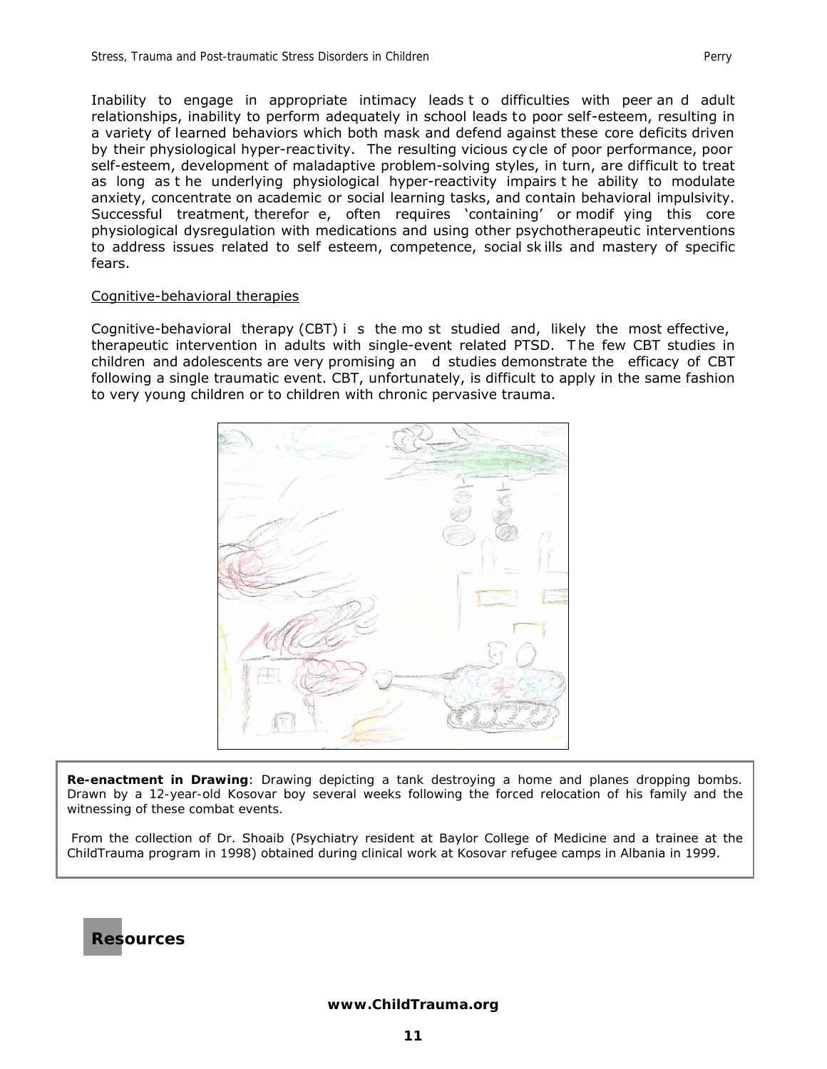Inability to engage in appropriate intimacy leads to difficulties with peer and adult relationships, inability to perform adequately in school leads to poor self-esteem, resulting in a variety of learned behaviors which both mask and defend against these core deficits driven by their physiological hyper-reactivity. The resulting vicious cycle of poor performance, poor self-esteem, development of maladaptive problem-solving styles, in turn, are difficult to treat as long as the underlying physiological hyper-reactivity impairs the ability to modulate anxiety, concentrate on academic or social learning tasks, and contain behavioral impulsivity. Successful treatment, therefore, often requires 'containing' or modifying this core physiological dysregulation with medications and using other psychotherapeutic interventions to address issues related to self esteem, competence, social skills and mastery of specific fears.

Cognitive-behavioral therapies

Cognitive-behavioral therapy (CBT) is the most studied and, likely the most effective, therapeutic intervention in adults with single-event related PTSD. The few CBT studies in children and adolescents are very promising and studies demonstrate the efficacy of CBT following a single traumatic event. CBT, unfortunately, is difficult to apply in the same fashion to very young children or to children with chronic pervasive trauma.

**Re-enactment in Drawing**: Drawing depicting a tank destroying a home and planes dropping bombs. Drawn by a 12-year-old Kosovar boy several weeks following the forced relocation of his family and the witnessing of these combat events.

From the collection of Dr. Shoaib (Psychiatry resident at Baylor College of Medicine and a trainee at the ChildTrauma program in 1998) obtained during clinical work at Kosovar refugee camps in Albania in 1999.

## Resources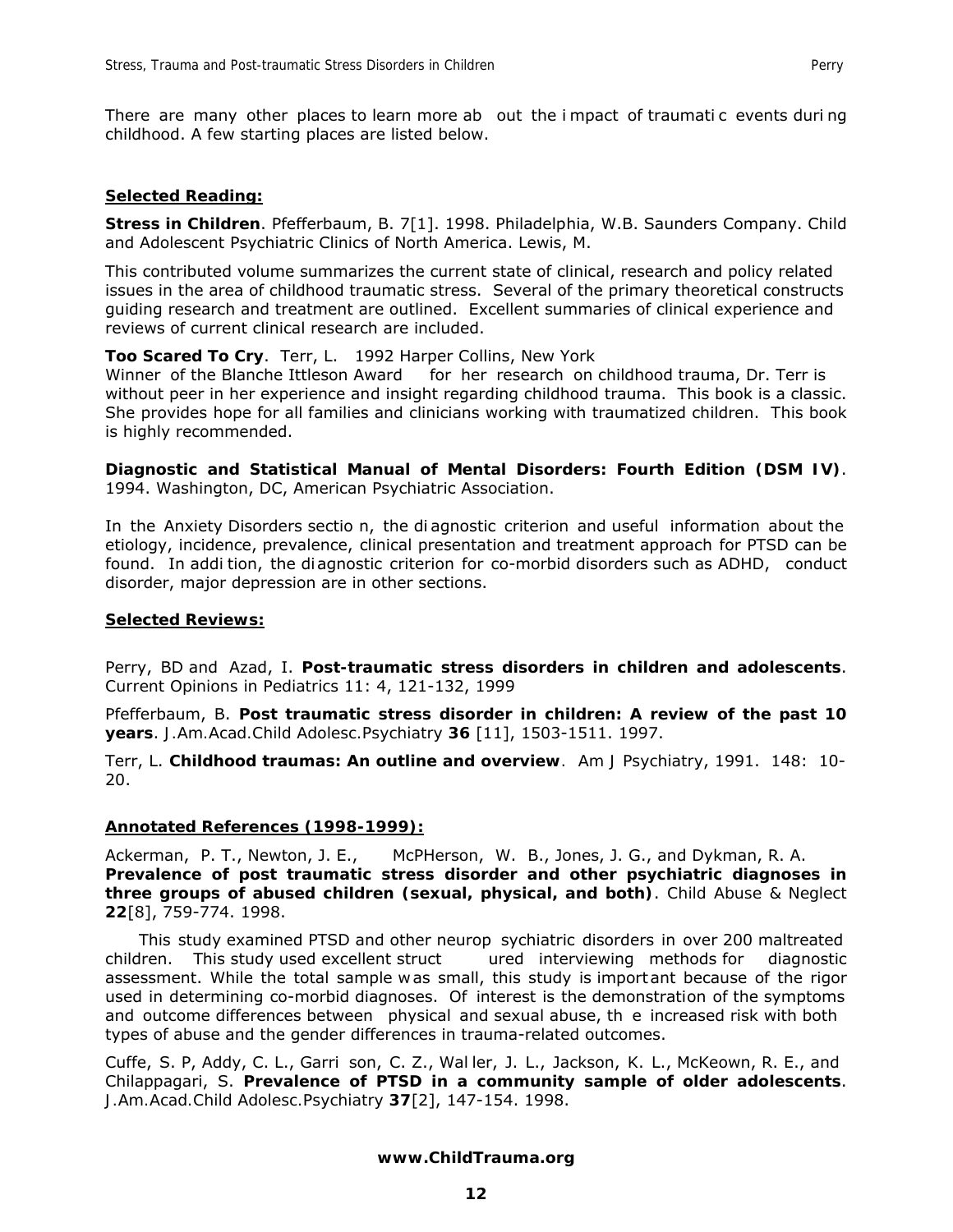There are many other places to learn more about the impact of traumatic events during childhood. A few starting places are listed below.

## Selected Reading:

**Stress in Children**. Pfefferbaum, B. 7[1]. 1998. Philadelphia, W.B. Saunders Company. Child and Adolescent Psychiatric Clinics of North America. Lewis, M.

This contributed volume summarizes the current state of clinical, research and policy related issues in the area of childhood traumatic stress. Several of the primary theoretical constructs guiding research and treatment are outlined. Excellent summaries of clinical experience and reviews of current clinical research are included.

**Too Scared To Cry**. Terr, L. 1992 Harper Collins, New York
Winner of the Blanche Ittleson Award for her research on childhood trauma, Dr. Terr is without peer in her experience and insight regarding childhood trauma. This book is a classic. She provides hope for all families and clinicians working with traumatized children. This book is highly recommended.

**Diagnostic and Statistical Manual of Mental Disorders: Fourth Edition (DSM IV)**. 1994. Washington, DC, American Psychiatric Association.

In the Anxiety Disorders section, the diagnostic criterion and useful information about the etiology, incidence, prevalence, clinical presentation and treatment approach for PTSD can be found. In addition, the diagnostic criterion for co-morbid disorders such as ADHD, conduct disorder, major depression are in other sections.

## Selected Reviews:

Perry, BD and Azad, I. **Post-traumatic stress disorders in children and adolescents**. Current Opinions in Pediatrics 11: 4, 121-132, 1999

Pfefferbaum, B. **Post traumatic stress disorder in children: A review of the past 10 years**. J.Am.Acad.Child Adolesc.Psychiatry **36** [11], 1503-1511. 1997.

Terr, L. **Childhood traumas: An outline and overview**. Am J Psychiatry, 1991. 148: 10-20.

## Annotated References (1998-1999):

Ackerman, P. T., Newton, J. E., McPHerson, W. B., Jones, J. G., and Dykman, R. A. **Prevalence of post traumatic stress disorder and other psychiatric diagnoses in three groups of abused children (sexual, physical, and both)**. Child Abuse & Neglect **22**[8], 759-774. 1998.

This study examined PTSD and other neuropsychiatric disorders in over 200 maltreated children. This study used excellent structured interviewing methods for diagnostic assessment. While the total sample was small, this study is important because of the rigor used in determining co-morbid diagnoses. Of interest is the demonstration of the symptoms and outcome differences between physical and sexual abuse, the increased risk with both types of abuse and the gender differences in trauma-related outcomes.

Cuffe, S. P, Addy, C. L., Garrison, C. Z., Waller, J. L., Jackson, K. L., McKeown, R. E., and Chilappagari, S. **Prevalence of PTSD in a community sample of older adolescents**. J.Am.Acad.Child Adolesc.Psychiatry **37**[2], 147-154. 1998.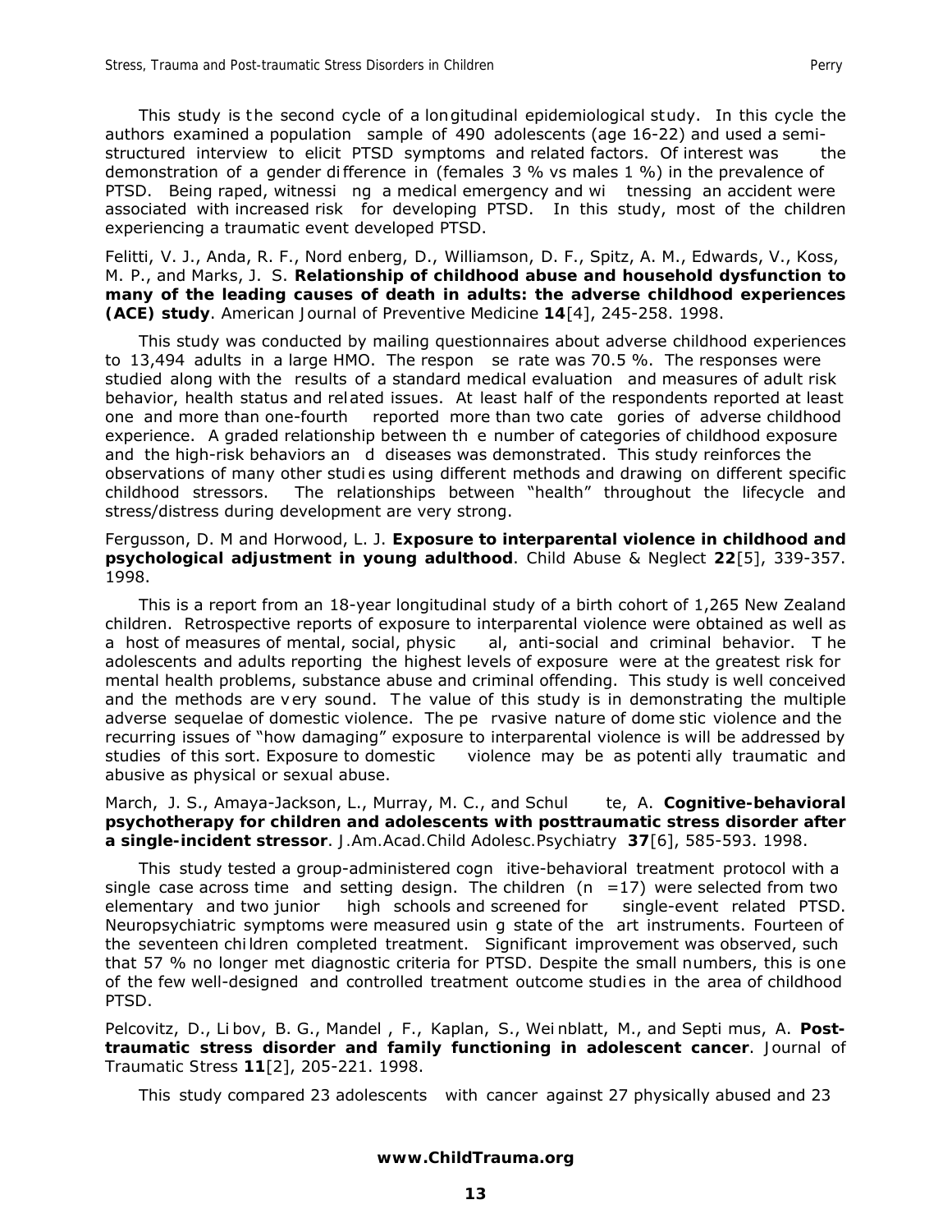This study is the second cycle of a longitudinal epidemiological study. In this cycle the authors examined a population sample of 490 adolescents (age 16-22) and used a semi-structured interview to elicit PTSD symptoms and related factors. Of interest was the demonstration of a gender difference in (females 3 % vs males 1 %) in the prevalence of PTSD. Being raped, witnessing a medical emergency and witnessing an accident were associated with increased risk for developing PTSD. In this study, most of the children experiencing a traumatic event developed PTSD.

Felitti, V. J., Anda, R. F., Nordenberg, D., Williamson, D. F., Spitz, A. M., Edwards, V., Koss, M. P., and Marks, J. S. **Relationship of childhood abuse and household dysfunction to many of the leading causes of death in adults: the adverse childhood experiences (ACE) study**. American Journal of Preventive Medicine **14**[4], 245-258. 1998.

This study was conducted by mailing questionnaires about adverse childhood experiences to 13,494 adults in a large HMO. The response rate was 70.5 %. The responses were studied along with the results of a standard medical evaluation and measures of adult risk behavior, health status and related issues. At least half of the respondents reported at least one and more than one-fourth reported more than two categories of adverse childhood experience. A graded relationship between the number of categories of childhood exposure and the high-risk behaviors and diseases was demonstrated. This study reinforces the observations of many other studies using different methods and drawing on different specific childhood stressors. The relationships between "health" throughout the lifecycle and stress/distress during development are very strong.

Fergusson, D. M and Horwood, L. J. **Exposure to interparental violence in childhood and psychological adjustment in young adulthood**. Child Abuse & Neglect **22**[5], 339-357. 1998.

This is a report from an 18-year longitudinal study of a birth cohort of 1,265 New Zealand children. Retrospective reports of exposure to interparental violence were obtained as well as a host of measures of mental, social, physical, anti-social and criminal behavior. The adolescents and adults reporting the highest levels of exposure were at the greatest risk for mental health problems, substance abuse and criminal offending. This study is well conceived and the methods are very sound. The value of this study is in demonstrating the multiple adverse sequelae of domestic violence. The pervasive nature of domestic violence and the recurring issues of "how damaging" exposure to interparental violence is will be addressed by studies of this sort. Exposure to domestic violence may be as potentially traumatic and abusive as physical or sexual abuse.

March, J. S., Amaya-Jackson, L., Murray, M. C., and Schulte, A. **Cognitive-behavioral psychotherapy for children and adolescents with posttraumatic stress disorder after a single-incident stressor**. J.Am.Acad.Child Adolesc.Psychiatry **37**[6], 585-593. 1998.

This study tested a group-administered cognitive-behavioral treatment protocol with a single case across time and setting design. The children (n =17) were selected from two elementary and two junior high schools and screened for single-event related PTSD. Neuropsychiatric symptoms were measured using state of the art instruments. Fourteen of the seventeen children completed treatment. Significant improvement was observed, such that 57 % no longer met diagnostic criteria for PTSD. Despite the small numbers, this is one of the few well-designed and controlled treatment outcome studies in the area of childhood PTSD.

Pelcovitz, D., Libov, B. G., Mandel, F., Kaplan, S., Weinblatt, M., and Septimus, A. **Post-traumatic stress disorder and family functioning in adolescent cancer**. Journal of Traumatic Stress **11**[2], 205-221. 1998.

This study compared 23 adolescents with cancer against 27 physically abused and 23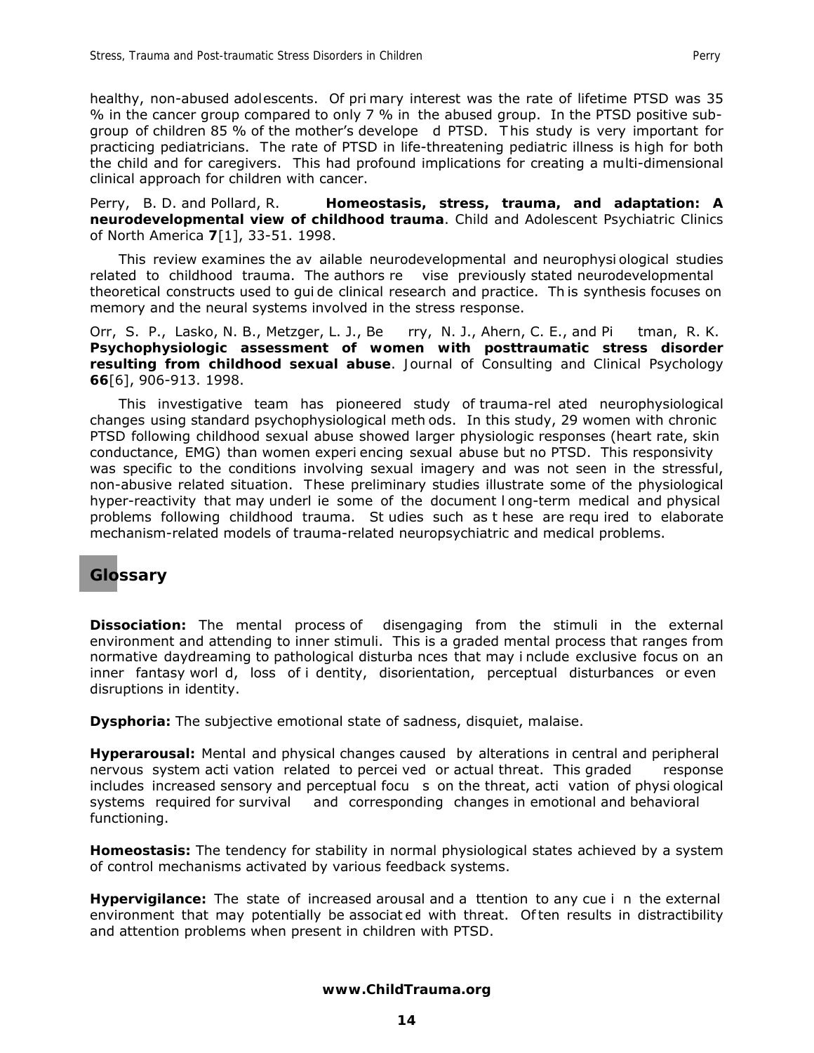healthy, non-abused adolescents. Of primary interest was the rate of lifetime PTSD was 35 % in the cancer group compared to only 7 % in the abused group. In the PTSD positive sub-group of children 85 % of the mother's developed PTSD. This study is very important for practicing pediatricians. The rate of PTSD in life-threatening pediatric illness is high for both the child and for caregivers. This had profound implications for creating a multi-dimensional clinical approach for children with cancer.

Perry, B. D. and Pollard, R. **Homeostasis, stress, trauma, and adaptation: A neurodevelopmental view of childhood trauma**. Child and Adolescent Psychiatric Clinics of North America **7**[1], 33-51. 1998.

This review examines the available neurodevelopmental and neurophysiological studies related to childhood trauma. The authors revise previously stated neurodevelopmental theoretical constructs used to guide clinical research and practice. This synthesis focuses on memory and the neural systems involved in the stress response.

Orr, S. P., Lasko, N. B., Metzger, L. J., Berry, N. J., Ahern, C. E., and Pitman, R. K. **Psychophysiologic assessment of women with posttraumatic stress disorder resulting from childhood sexual abuse**. Journal of Consulting and Clinical Psychology **66**[6], 906-913. 1998.

This investigative team has pioneered study of trauma-related neurophysiological changes using standard psychophysiological methods. In this study, 29 women with chronic PTSD following childhood sexual abuse showed larger physiologic responses (heart rate, skin conductance, EMG) than women experiencing sexual abuse but no PTSD. This responsivity was specific to the conditions involving sexual imagery and was not seen in the stressful, non-abusive related situation. These preliminary studies illustrate some of the physiological hyper-reactivity that may underlie some of the document long-term medical and physical problems following childhood trauma. Studies such as these are required to elaborate mechanism-related models of trauma-related neuropsychiatric and medical problems.

## Glossary

**Dissociation:** The mental process of disengaging from the stimuli in the external environment and attending to inner stimuli. This is a graded mental process that ranges from normative daydreaming to pathological disturbances that may include exclusive focus on an inner fantasy world, loss of identity, disorientation, perceptual disturbances or even disruptions in identity.

**Dysphoria:** The subjective emotional state of sadness, disquiet, malaise.

**Hyperarousal:** Mental and physical changes caused by alterations in central and peripheral nervous system activation related to perceived or actual threat. This graded response includes increased sensory and perceptual focus on the threat, activation of physiological systems required for survival and corresponding changes in emotional and behavioral functioning.

**Homeostasis:** The tendency for stability in normal physiological states achieved by a system of control mechanisms activated by various feedback systems.

**Hypervigilance:** The state of increased arousal and attention to any cue in the external environment that may potentially be associated with threat. Often results in distractibility and attention problems when present in children with PTSD.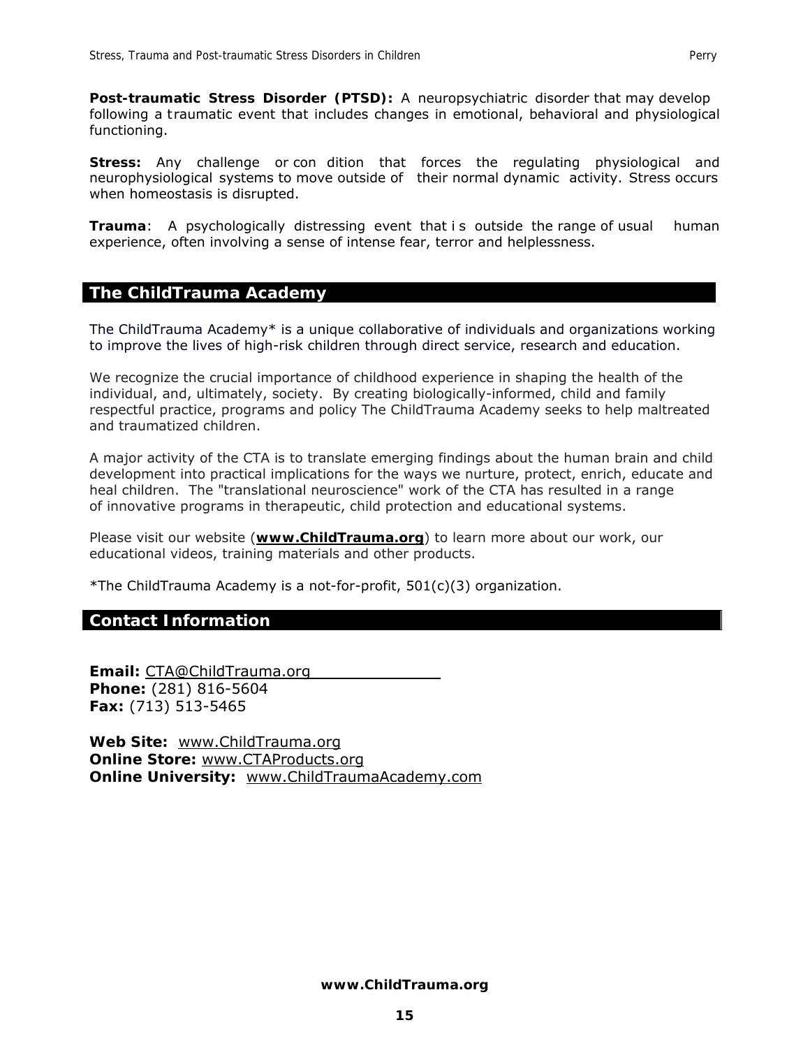**Post-traumatic Stress Disorder (PTSD):** A neuropsychiatric disorder that may develop following a traumatic event that includes changes in emotional, behavioral and physiological functioning.

**Stress:** Any challenge or condition that forces the regulating physiological and neurophysiological systems to move outside of their normal dynamic activity. Stress occurs when homeostasis is disrupted.

**Trauma**: A psychologically distressing event that is outside the range of usual human experience, often involving a sense of intense fear, terror and helplessness.

## The ChildTrauma Academy

The ChildTrauma Academy* is a unique collaborative of individuals and organizations working to improve the lives of high-risk children through direct service, research and education.

We recognize the crucial importance of childhood experience in shaping the health of the individual, and, ultimately, society. By creating biologically-informed, child and family respectful practice, programs and policy The ChildTrauma Academy seeks to help maltreated and traumatized children.

A major activity of the CTA is to translate emerging findings about the human brain and child development into practical implications for the ways we nurture, protect, enrich, educate and heal children. The "translational neuroscience" work of the CTA has resulted in a range of innovative programs in therapeutic, child protection and educational systems.

Please visit our website (**www.ChildTrauma.org**) to learn more about our work, our educational videos, training materials and other products.

*The ChildTrauma Academy is a not-for-profit, 501(c)(3) organization.

## Contact Information

**Email:** CTA@ChildTrauma.org
**Phone:** (281) 816-5604
**Fax:** (713) 513-5465

**Web Site:** www.ChildTrauma.org
**Online Store:** www.CTAProducts.org
**Online University:** www.ChildTraumaAcademy.com